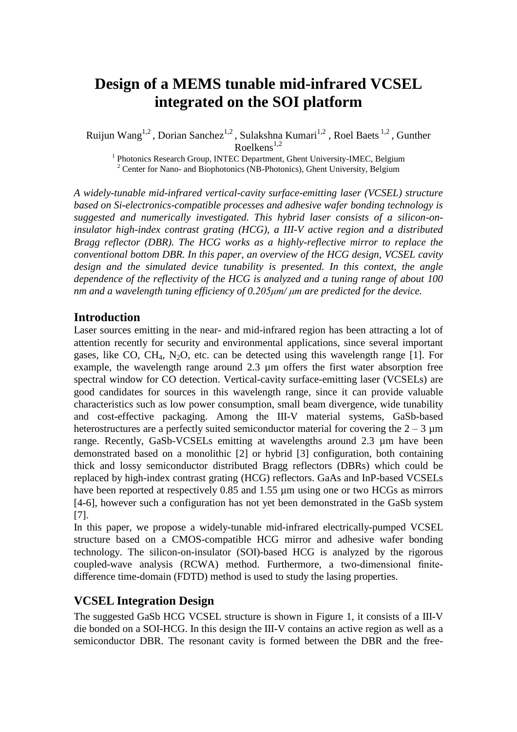# Design of a MEMS tunable mid-infrared VCSEL integrated on the SOI platform

Ruijun Wang[1,2], Dorian Sanchez[1,2], Sulakshna Kumari[1,2], Roel Baets[1,2], Gunther Roelkens[1,2]

[1] Photonics Research Group, INTEC Department, Ghent University-IMEC, Belgium
[2] Center for Nano- and Biophotonics (NB-Photonics), Ghent University, Belgium

*A widely-tunable mid-infrared vertical-cavity surface-emitting laser (VCSEL) structure based on Si-electronics-compatible processes and adhesive wafer bonding technology is suggested and numerically investigated. This hybrid laser consists of a silicon-on-insulator high-index contrast grating (HCG), a III-V active region and a distributed Bragg reflector (DBR). The HCG works as a highly-reflective mirror to replace the conventional bottom DBR. In this paper, an overview of the HCG design, VCSEL cavity design and the simulated device tunability is presented. In this context, the angle dependence of the reflectivity of the HCG is analyzed and a tuning range of about 100 nm and a wavelength tuning efficiency of 0.205μm/ μm are predicted for the device.*

## Introduction

Laser sources emitting in the near- and mid-infrared region has been attracting a lot of attention recently for security and environmental applications, since several important gases, like CO, $CH_4$, $N_2O$, etc. can be detected using this wavelength range [1]. For example, the wavelength range around 2.3 µm offers the first water absorption free spectral window for CO detection. Vertical-cavity surface-emitting laser (VCSELs) are good candidates for sources in this wavelength range, since it can provide valuable characteristics such as low power consumption, small beam divergence, wide tunability and cost-effective packaging. Among the III-V material systems, GaSb-based heterostructures are a perfectly suited semiconductor material for covering the 2 – 3 µm range. Recently, GaSb-VCSELs emitting at wavelengths around 2.3 µm have been demonstrated based on a monolithic [2] or hybrid [3] configuration, both containing thick and lossy semiconductor distributed Bragg reflectors (DBRs) which could be replaced by high-index contrast grating (HCG) reflectors. GaAs and InP-based VCSELs have been reported at respectively 0.85 and 1.55 µm using one or two HCGs as mirrors [4-6], however such a configuration has not yet been demonstrated in the GaSb system [7].

In this paper, we propose a widely-tunable mid-infrared electrically-pumped VCSEL structure based on a CMOS-compatible HCG mirror and adhesive wafer bonding technology. The silicon-on-insulator (SOI)-based HCG is analyzed by the rigorous coupled-wave analysis (RCWA) method. Furthermore, a two-dimensional finite-difference time-domain (FDTD) method is used to study the lasing properties.

## VCSEL Integration Design

The suggested GaSb HCG VCSEL structure is shown in Figure 1, it consists of a III-V die bonded on a SOI-HCG. In this design the III-V contains an active region as well as a semiconductor DBR. The resonant cavity is formed between the DBR and the free-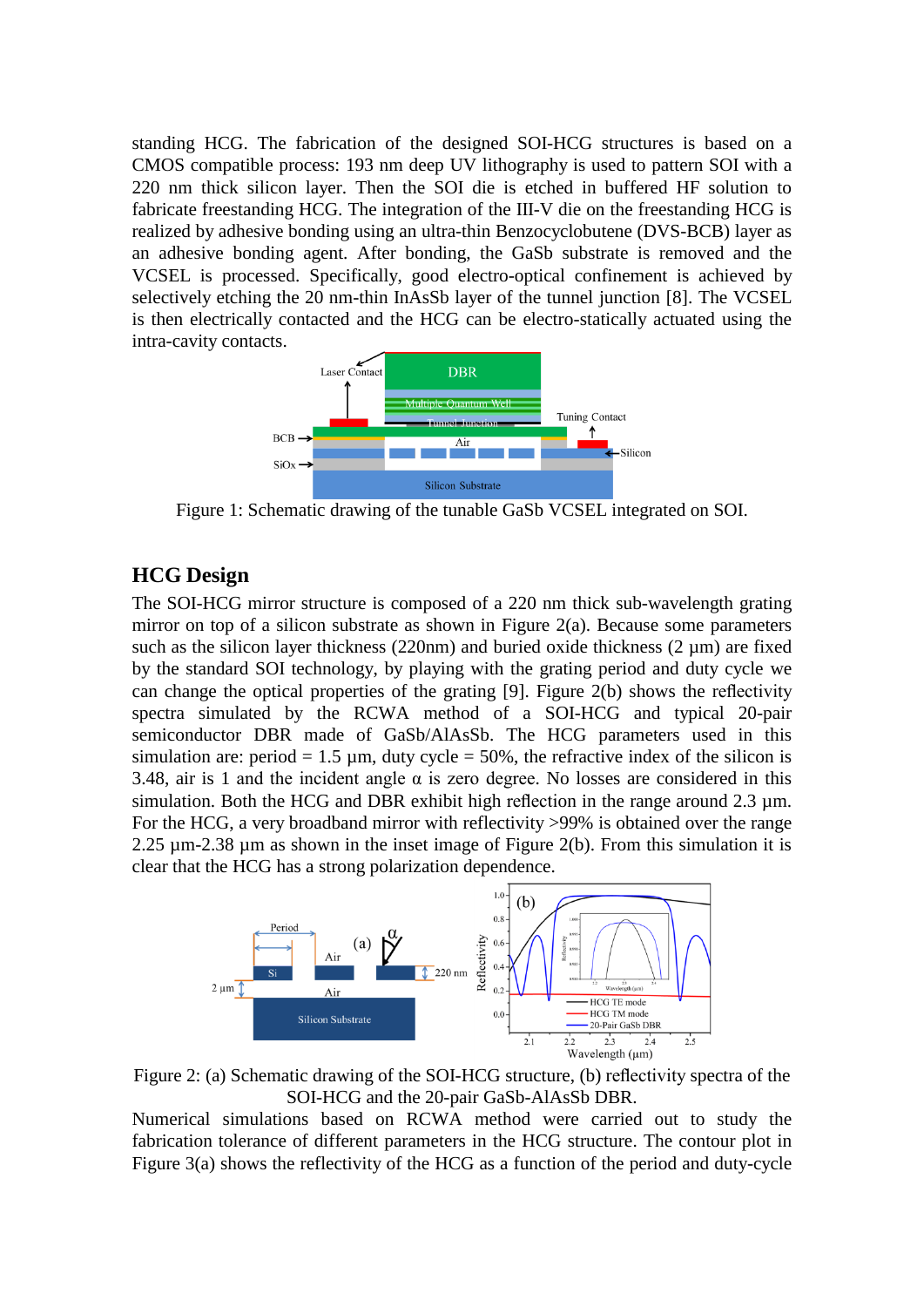standing HCG. The fabrication of the designed SOI-HCG structures is based on a CMOS compatible process: 193 nm deep UV lithography is used to pattern SOI with a 220 nm thick silicon layer. Then the SOI die is etched in buffered HF solution to fabricate freestanding HCG. The integration of the III-V die on the freestanding HCG is realized by adhesive bonding using an ultra-thin Benzocyclobutene (DVS-BCB) layer as an adhesive bonding agent. After bonding, the GaSb substrate is removed and the VCSEL is processed. Specifically, good electro-optical confinement is achieved by selectively etching the 20 nm-thin InAsSb layer of the tunnel junction [8]. The VCSEL is then electrically contacted and the HCG can be electro-statically actuated using the intra-cavity contacts.

Figure 1: Schematic drawing of the tunable GaSb VCSEL integrated on SOI.

## HCG Design

The SOI-HCG mirror structure is composed of a 220 nm thick sub-wavelength grating mirror on top of a silicon substrate as shown in Figure 2(a). Because some parameters such as the silicon layer thickness (220nm) and buried oxide thickness (2 µm) are fixed by the standard SOI technology, by playing with the grating period and duty cycle we can change the optical properties of the grating [9]. Figure 2(b) shows the reflectivity spectra simulated by the RCWA method of a SOI-HCG and typical 20-pair semiconductor DBR made of GaSb/AlAsSb. The HCG parameters used in this simulation are: period = 1.5 µm, duty cycle = 50%, the refractive index of the silicon is 3.48, air is 1 and the incident angle α is zero degree. No losses are considered in this simulation. Both the HCG and DBR exhibit high reflection in the range around 2.3 µm. For the HCG, a very broadband mirror with reflectivity >99% is obtained over the range 2.25 µm-2.38 µm as shown in the inset image of Figure 2(b). From this simulation it is clear that the HCG has a strong polarization dependence.

Figure 2: (a) Schematic drawing of the SOI-HCG structure, (b) reflectivity spectra of the SOI-HCG and the 20-pair GaSb-AlAsSb DBR.

Numerical simulations based on RCWA method were carried out to study the fabrication tolerance of different parameters in the HCG structure. The contour plot in Figure 3(a) shows the reflectivity of the HCG as a function of the period and duty-cycle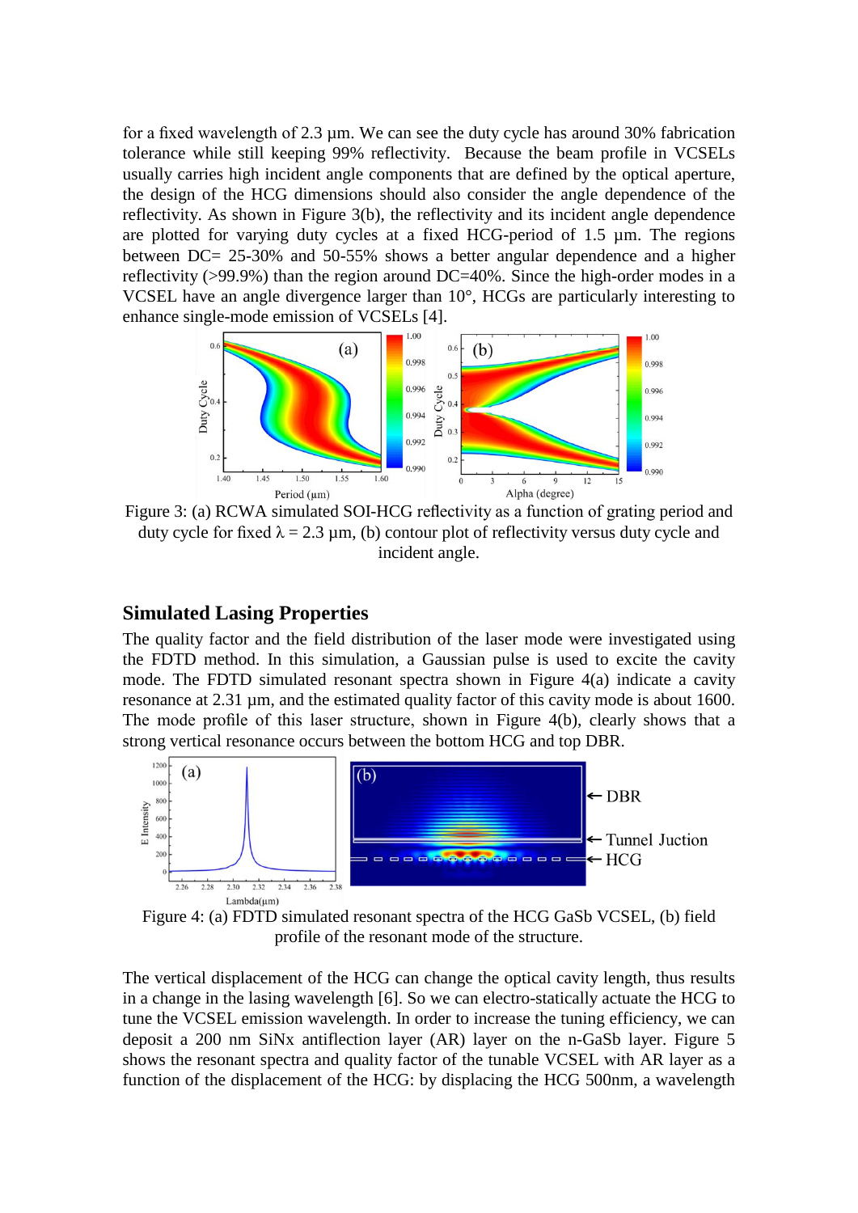for a fixed wavelength of 2.3 µm. We can see the duty cycle has around 30% fabrication tolerance while still keeping 99% reflectivity. Because the beam profile in VCSELs usually carries high incident angle components that are defined by the optical aperture, the design of the HCG dimensions should also consider the angle dependence of the reflectivity. As shown in Figure 3(b), the reflectivity and its incident angle dependence are plotted for varying duty cycles at a fixed HCG-period of 1.5 µm. The regions between DC= 25-30% and 50-55% shows a better angular dependence and a higher reflectivity (>99.9%) than the region around DC=40%. Since the high-order modes in a VCSEL have an angle divergence larger than 10°, HCGs are particularly interesting to enhance single-mode emission of VCSELs [4].

Figure 3: (a) RCWA simulated SOI-HCG reflectivity as a function of grating period and duty cycle for fixed $\lambda$ = 2.3 µm, (b) contour plot of reflectivity versus duty cycle and incident angle.

## Simulated Lasing Properties

The quality factor and the field distribution of the laser mode were investigated using the FDTD method. In this simulation, a Gaussian pulse is used to excite the cavity mode. The FDTD simulated resonant spectra shown in Figure 4(a) indicate a cavity resonance at 2.31 µm, and the estimated quality factor of this cavity mode is about 1600. The mode profile of this laser structure, shown in Figure 4(b), clearly shows that a strong vertical resonance occurs between the bottom HCG and top DBR.

Figure 4: (a) FDTD simulated resonant spectra of the HCG GaSb VCSEL, (b) field profile of the resonant mode of the structure.

The vertical displacement of the HCG can change the optical cavity length, thus results in a change in the lasing wavelength [6]. So we can electro-statically actuate the HCG to tune the VCSEL emission wavelength. In order to increase the tuning efficiency, we can deposit a 200 nm SiNx antiflection layer (AR) layer on the n-GaSb layer. Figure 5 shows the resonant spectra and quality factor of the tunable VCSEL with AR layer as a function of the displacement of the HCG: by displacing the HCG 500nm, a wavelength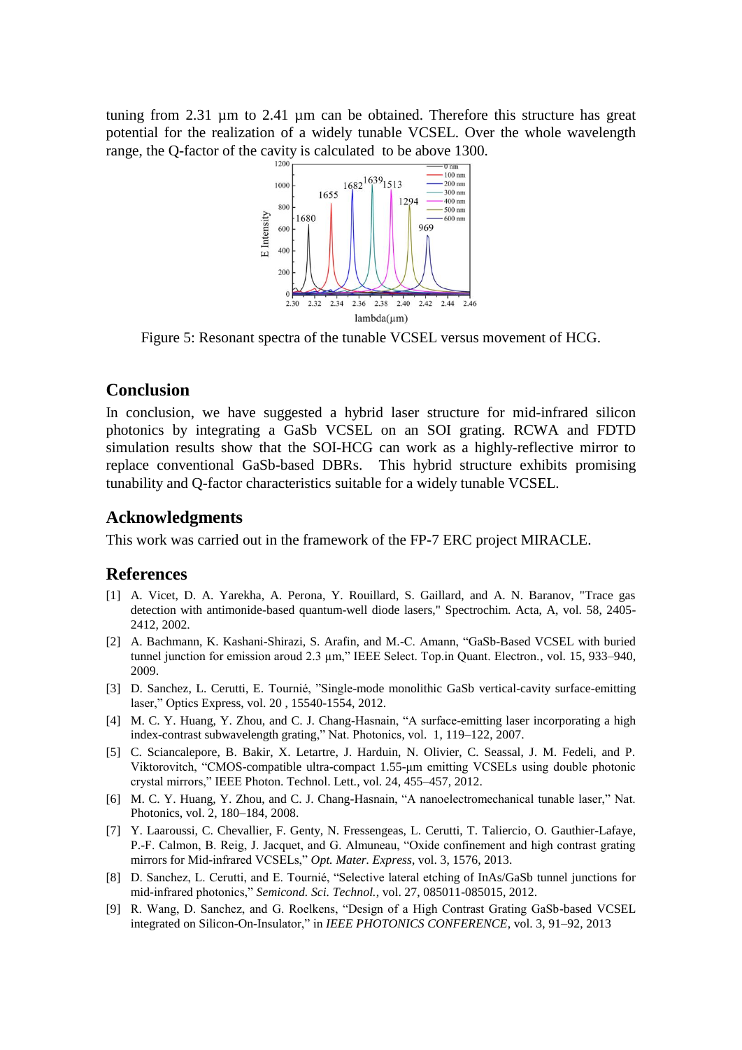tuning from 2.31 µm to 2.41 µm can be obtained. Therefore this structure has great potential for the realization of a widely tunable VCSEL. Over the whole wavelength range, the Q-factor of the cavity is calculated to be above 1300.

E Intensity

lambda(µm)

0 nm
100 nm
200 nm
300 nm
400 nm
500 nm
600 nm

1680
1655
1682
1639
1513
1294
969

0
200
400
600
800
1000
1200

2.30 2.32 2.34 2.36 2.38 2.40 2.42 2.44 2.46

Figure 5: Resonant spectra of the tunable VCSEL versus movement of HCG.

## Conclusion

In conclusion, we have suggested a hybrid laser structure for mid-infrared silicon photonics by integrating a GaSb VCSEL on an SOI grating. RCWA and FDTD simulation results show that the SOI-HCG can work as a highly-reflective mirror to replace conventional GaSb-based DBRs. This hybrid structure exhibits promising tunability and Q-factor characteristics suitable for a widely tunable VCSEL.

## Acknowledgments

This work was carried out in the framework of the FP-7 ERC project MIRACLE.

## References

[1] A. Vicet, D. A. Yarekha, A. Perona, Y. Rouillard, S. Gaillard, and A. N. Baranov, "Trace gas detection with antimonide-based quantum-well diode lasers," Spectrochim. Acta, A, vol. 58, 2405-2412, 2002.

[2] A. Bachmann, K. Kashani-Shirazi, S. Arafin, and M.-C. Amann, "GaSb-Based VCSEL with buried tunnel junction for emission aroud 2.3 µm," IEEE Select. Top.in Quant. Electron., vol. 15, 933–940, 2009.

[3] D. Sanchez, L. Cerutti, E. Tournié, "Single-mode monolithic GaSb vertical-cavity surface-emitting laser," Optics Express, vol. 20 , 15540-1554, 2012.

[4] M. C. Y. Huang, Y. Zhou, and C. J. Chang-Hasnain, "A surface-emitting laser incorporating a high index-contrast subwavelength grating," Nat. Photonics, vol. 1, 119–122, 2007.

[5] C. Sciancalepore, B. Bakir, X. Letartre, J. Harduin, N. Olivier, C. Seassal, J. M. Fedeli, and P. Viktorovitch, "CMOS-compatible ultra-compact 1.55-µm emitting VCSELs using double photonic crystal mirrors," IEEE Photon. Technol. Lett., vol. 24, 455–457, 2012.

[6] M. C. Y. Huang, Y. Zhou, and C. J. Chang-Hasnain, "A nanoelectromechanical tunable laser," Nat. Photonics, vol. 2, 180–184, 2008.

[7] Y. Laaroussi, C. Chevallier, F. Genty, N. Fressengeas, L. Cerutti, T. Taliercio, O. Gauthier-Lafaye, P.-F. Calmon, B. Reig, J. Jacquet, and G. Almuneau, "Oxide confinement and high contrast grating mirrors for Mid-infrared VCSELs," *Opt. Mater. Express*, vol. 3, 1576, 2013.

[8] D. Sanchez, L. Cerutti, and E. Tournié, "Selective lateral etching of InAs/GaSb tunnel junctions for mid-infrared photonics," *Semicond. Sci. Technol.*, vol. 27, 085011-085015, 2012.

[9] R. Wang, D. Sanchez, and G. Roelkens, "Design of a High Contrast Grating GaSb-based VCSEL integrated on Silicon-On-Insulator," in *IEEE PHOTONICS CONFERENCE*, vol. 3, 91–92, 2013